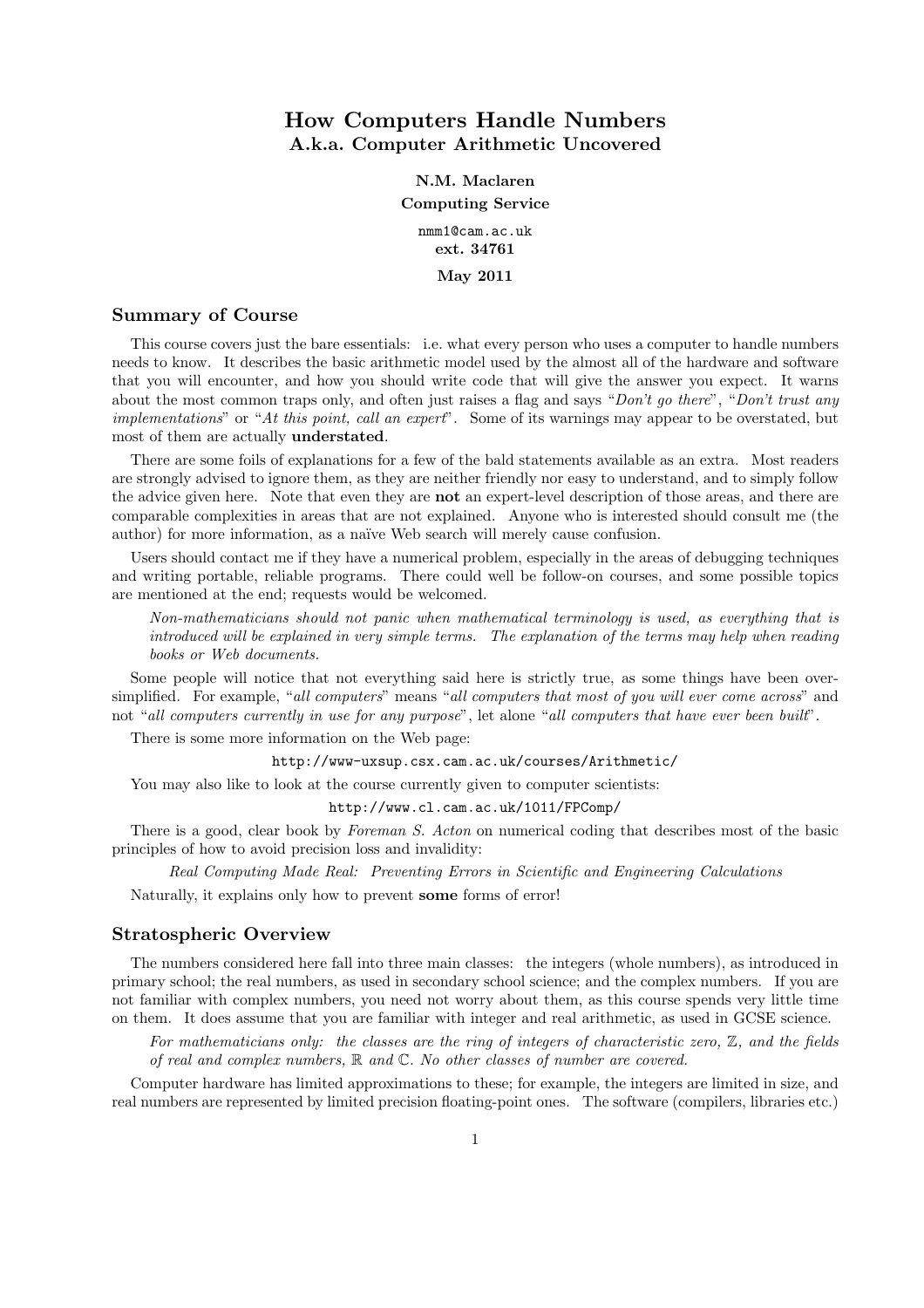# How Computers Handle Numbers
## A.k.a. Computer Arithmetic Uncovered

**N.M. Maclaren**

**Computing Service**

nmm1@cam.ac.uk

**ext. 34761**

**May 2011**

### Summary of Course

This course covers just the bare essentials: i.e. what every person who uses a computer to handle numbers needs to know. It describes the basic arithmetic model used by the almost all of the hardware and software that you will encounter, and how you should write code that will give the answer you expect. It warns about the most common traps only, and often just raises a flag and says "*Don't go there*", "*Don't trust any implementations*" or "*At this point, call an expert*". Some of its warnings may appear to be overstated, but most of them are actually **understated**.

There are some foils of explanations for a few of the bald statements available as an extra. Most readers are strongly advised to ignore them, as they are neither friendly nor easy to understand, and to simply follow the advice given here. Note that even they are **not** an expert-level description of those areas, and there are comparable complexities in areas that are not explained. Anyone who is interested should consult me (the author) for more information, as a naïve Web search will merely cause confusion.

Users should contact me if they have a numerical problem, especially in the areas of debugging techniques and writing portable, reliable programs. There could well be follow-on courses, and some possible topics are mentioned at the end; requests would be welcomed.

> *Non-mathematicians should not panic when mathematical terminology is used, as everything that is introduced will be explained in very simple terms. The explanation of the terms may help when reading books or Web documents.*

Some people will notice that not everything said here is strictly true, as some things have been oversimplified. For example, "*all computers*" means "*all computers that most of you will ever come across*" and not "*all computers currently in use for any purpose*", let alone "*all computers that have ever been built*".

There is some more information on the Web page:

`http://www-uxsup.csx.cam.ac.uk/courses/Arithmetic/`

You may also like to look at the course currently given to computer scientists:

`http://www.cl.cam.ac.uk/1011/FPComp/`

There is a good, clear book by *Foreman S. Acton* on numerical coding that describes most of the basic principles of how to avoid precision loss and invalidity:

*Real Computing Made Real: Preventing Errors in Scientific and Engineering Calculations*

Naturally, it explains only how to prevent **some** forms of error!

### Stratospheric Overview

The numbers considered here fall into three main classes: the integers (whole numbers), as introduced in primary school; the real numbers, as used in secondary school science; and the complex numbers. If you are not familiar with complex numbers, you need not worry about them, as this course spends very little time on them. It does assume that you are familiar with integer and real arithmetic, as used in GCSE science.

> *For mathematicians only: the classes are the ring of integers of characteristic zero, $\mathbb{Z}$, and the fields of real and complex numbers, $\mathbb{R}$ and $\mathbb{C}$. No other classes of number are covered.*

Computer hardware has limited approximations to these; for example, the integers are limited in size, and real numbers are represented by limited precision floating-point ones. The software (compilers, libraries etc.)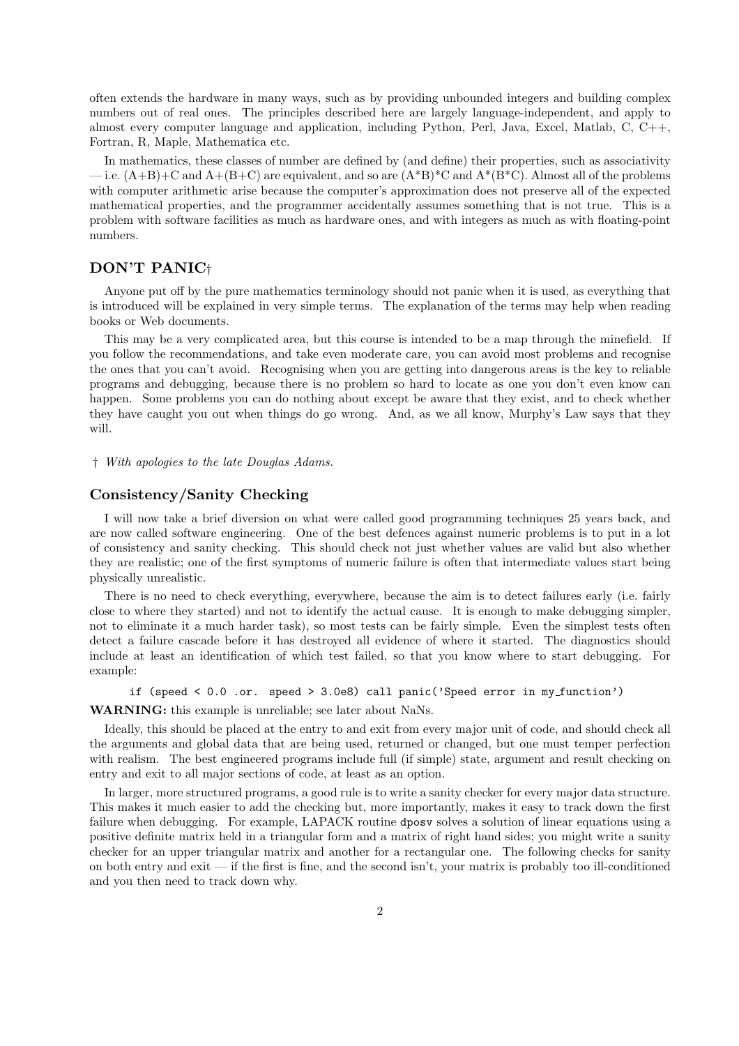often extends the hardware in many ways, such as by providing unbounded integers and building complex numbers out of real ones. The principles described here are largely language-independent, and apply to almost every computer language and application, including Python, Perl, Java, Excel, Matlab, C, C++, Fortran, R, Maple, Mathematica etc.

In mathematics, these classes of number are defined by (and define) their properties, such as associativity — i.e. (A+B)+C and A+(B+C) are equivalent, and so are (A*B)*C and A*(B*C). Almost all of the problems with computer arithmetic arise because the computer's approximation does not preserve all of the expected mathematical properties, and the programmer accidentally assumes something that is not true. This is a problem with software facilities as much as hardware ones, and with integers as much as with floating-point numbers.

## DON'T PANIC†

Anyone put off by the pure mathematics terminology should not panic when it is used, as everything that is introduced will be explained in very simple terms. The explanation of the terms may help when reading books or Web documents.

This may be a very complicated area, but this course is intended to be a map through the minefield. If you follow the recommendations, and take even moderate care, you can avoid most problems and recognise the ones that you can't avoid. Recognising when you are getting into dangerous areas is the key to reliable programs and debugging, because there is no problem so hard to locate as one you don't even know can happen. Some problems you can do nothing about except be aware that they exist, and to check whether they have caught you out when things do go wrong. And, as we all know, Murphy's Law says that they will.

† *With apologies to the late Douglas Adams.*

## Consistency/Sanity Checking

I will now take a brief diversion on what were called good programming techniques 25 years back, and are now called software engineering. One of the best defences against numeric problems is to put in a lot of consistency and sanity checking. This should check not just whether values are valid but also whether they are realistic; one of the first symptoms of numeric failure is often that intermediate values start being physically unrealistic.

There is no need to check everything, everywhere, because the aim is to detect failures early (i.e. fairly close to where they started) and not to identify the actual cause. It is enough to make debugging simpler, not to eliminate it a much harder task), so most tests can be fairly simple. Even the simplest tests often detect a failure cascade before it has destroyed all evidence of where it started. The diagnostics should include at least an identification of which test failed, so that you know where to start debugging. For example:

```
if (speed < 0.0 .or. speed > 3.0e8) call panic('Speed error in my_function')
```

**WARNING:** this example is unreliable; see later about NaNs.

Ideally, this should be placed at the entry to and exit from every major unit of code, and should check all the arguments and global data that are being used, returned or changed, but one must temper perfection with realism. The best engineered programs include full (if simple) state, argument and result checking on entry and exit to all major sections of code, at least as an option.

In larger, more structured programs, a good rule is to write a sanity checker for every major data structure. This makes it much easier to add the checking but, more importantly, makes it easy to track down the first failure when debugging. For example, LAPACK routine `dposv` solves a solution of linear equations using a positive definite matrix held in a triangular form and a matrix of right hand sides; you might write a sanity checker for an upper triangular matrix and another for a rectangular one. The following checks for sanity on both entry and exit — if the first is fine, and the second isn't, your matrix is probably too ill-conditioned and you then need to track down why.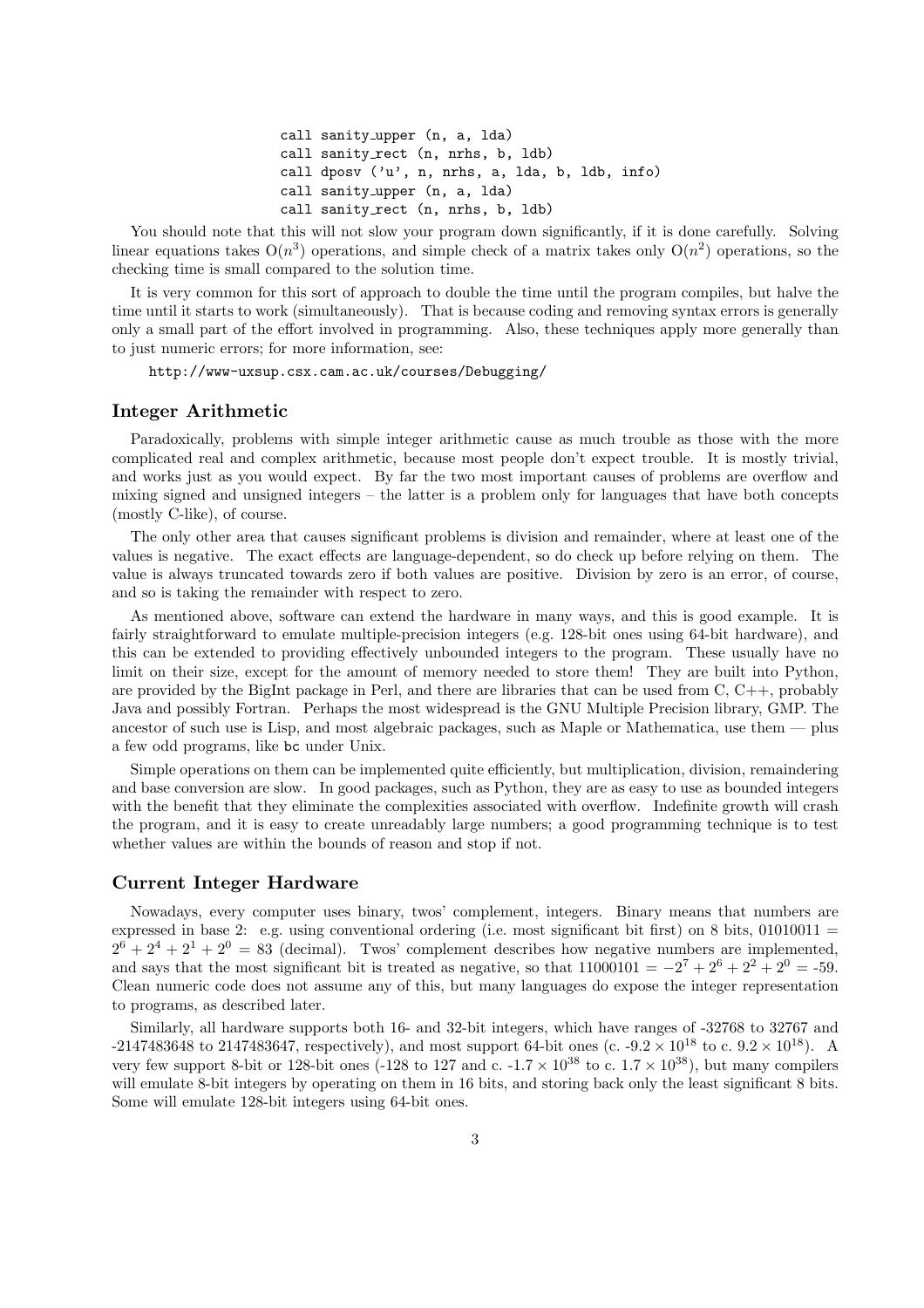```
call sanity_upper (n, a, lda)
call sanity_rect (n, nrhs, b, ldb)
call dposv ('u', n, nrhs, a, lda, b, ldb, info)
call sanity_upper (n, a, lda)
call sanity_rect (n, nrhs, b, ldb)
```

You should note that this will not slow your program down significantly, if it is done carefully. Solving linear equations takes $O(n^3)$ operations, and simple check of a matrix takes only $O(n^2)$ operations, so the checking time is small compared to the solution time.

It is very common for this sort of approach to double the time until the program compiles, but halve the time until it starts to work (simultaneously). That is because coding and removing syntax errors is generally only a small part of the effort involved in programming. Also, these techniques apply more generally than to just numeric errors; for more information, see:

http://www-uxsup.csx.cam.ac.uk/courses/Debugging/

## Integer Arithmetic

Paradoxically, problems with simple integer arithmetic cause as much trouble as those with the more complicated real and complex arithmetic, because most people don't expect trouble. It is mostly trivial, and works just as you would expect. By far the two most important causes of problems are overflow and mixing signed and unsigned integers – the latter is a problem only for languages that have both concepts (mostly C-like), of course.

The only other area that causes significant problems is division and remainder, where at least one of the values is negative. The exact effects are language-dependent, so do check up before relying on them. The value is always truncated towards zero if both values are positive. Division by zero is an error, of course, and so is taking the remainder with respect to zero.

As mentioned above, software can extend the hardware in many ways, and this is good example. It is fairly straightforward to emulate multiple-precision integers (e.g. 128-bit ones using 64-bit hardware), and this can be extended to providing effectively unbounded integers to the program. These usually have no limit on their size, except for the amount of memory needed to store them! They are built into Python, are provided by the BigInt package in Perl, and there are libraries that can be used from C, C++, probably Java and possibly Fortran. Perhaps the most widespread is the GNU Multiple Precision library, GMP. The ancestor of such use is Lisp, and most algebraic packages, such as Maple or Mathematica, use them — plus a few odd programs, like `bc` under Unix.

Simple operations on them can be implemented quite efficiently, but multiplication, division, remaindering and base conversion are slow. In good packages, such as Python, they are as easy to use as bounded integers with the benefit that they eliminate the complexities associated with overflow. Indefinite growth will crash the program, and it is easy to create unreadably large numbers; a good programming technique is to test whether values are within the bounds of reason and stop if not.

## Current Integer Hardware

Nowadays, every computer uses binary, twos' complement, integers. Binary means that numbers are expressed in base 2: e.g. using conventional ordering (i.e. most significant bit first) on 8 bits, $01010011 = 2^6 + 2^4 + 2^1 + 2^0 = 83$ (decimal). Twos' complement describes how negative numbers are implemented, and says that the most significant bit is treated as negative, so that $11000101 = -2^7 + 2^6 + 2^2 + 2^0 = -59$. Clean numeric code does not assume any of this, but many languages do expose the integer representation to programs, as described later.

Similarly, all hardware supports both 16- and 32-bit integers, which have ranges of -32768 to 32767 and -2147483648 to 2147483647, respectively), and most support 64-bit ones (c. $-9.2 \times 10^{18}$ to c. $9.2 \times 10^{18}$). A very few support 8-bit or 128-bit ones (-128 to 127 and c. $-1.7 \times 10^{38}$ to c. $1.7 \times 10^{38}$), but many compilers will emulate 8-bit integers by operating on them in 16 bits, and storing back only the least significant 8 bits. Some will emulate 128-bit integers using 64-bit ones.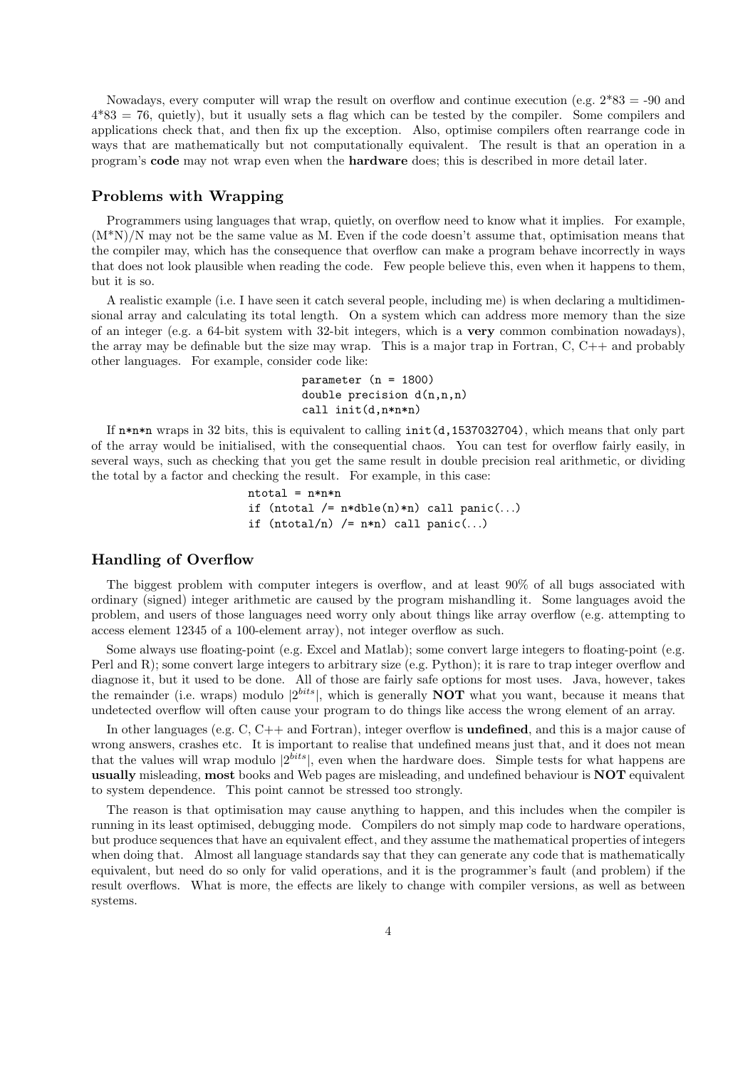Nowadays, every computer will wrap the result on overflow and continue execution (e.g. 2*83 = -90 and 4*83 = 76, quietly), but it usually sets a flag which can be tested by the compiler. Some compilers and applications check that, and then fix up the exception. Also, optimise compilers often rearrange code in ways that are mathematically but not computationally equivalent. The result is that an operation in a program's **code** may not wrap even when the **hardware** does; this is described in more detail later.

## Problems with Wrapping

Programmers using languages that wrap, quietly, on overflow need to know what it implies. For example, (M*N)/N may not be the same value as M. Even if the code doesn't assume that, optimisation means that the compiler may, which has the consequence that overflow can make a program behave incorrectly in ways that does not look plausible when reading the code. Few people believe this, even when it happens to them, but it is so.

A realistic example (i.e. I have seen it catch several people, including me) is when declaring a multidimensional array and calculating its total length. On a system which can address more memory than the size of an integer (e.g. a 64-bit system with 32-bit integers, which is a **very** common combination nowadays), the array may be definable but the size may wrap. This is a major trap in Fortran, C, C++ and probably other languages. For example, consider code like:

```
parameter (n = 1800)
double precision d(n,n,n)
call init(d,n*n*n)
```

If `n*n*n` wraps in 32 bits, this is equivalent to calling `init(d,1537032704)`, which means that only part of the array would be initialised, with the consequential chaos. You can test for overflow fairly easily, in several ways, such as checking that you get the same result in double precision real arithmetic, or dividing the total by a factor and checking the result. For example, in this case:

```
ntotal = n*n*n
if (ntotal /= n*dble(n)*n) call panic(...)
if (ntotal/n) /= n*n) call panic(...)
```

## Handling of Overflow

The biggest problem with computer integers is overflow, and at least 90% of all bugs associated with ordinary (signed) integer arithmetic are caused by the program mishandling it. Some languages avoid the problem, and users of those languages need worry only about things like array overflow (e.g. attempting to access element 12345 of a 100-element array), not integer overflow as such.

Some always use floating-point (e.g. Excel and Matlab); some convert large integers to floating-point (e.g. Perl and R); some convert large integers to arbitrary size (e.g. Python); it is rare to trap integer overflow and diagnose it, but it used to be done. All of those are fairly safe options for most uses. Java, however, takes the remainder (i.e. wraps) modulo $|2^{bits}|$, which is generally **NOT** what you want, because it means that undetected overflow will often cause your program to do things like access the wrong element of an array.

In other languages (e.g. C, C++ and Fortran), integer overflow is **undefined**, and this is a major cause of wrong answers, crashes etc. It is important to realise that undefined means just that, and it does not mean that the values will wrap modulo $|2^{bits}|$, even when the hardware does. Simple tests for what happens are **usually** misleading, **most** books and Web pages are misleading, and undefined behaviour is **NOT** equivalent to system dependence. This point cannot be stressed too strongly.

The reason is that optimisation may cause anything to happen, and this includes when the compiler is running in its least optimised, debugging mode. Compilers do not simply map code to hardware operations, but produce sequences that have an equivalent effect, and they assume the mathematical properties of integers when doing that. Almost all language standards say that they can generate any code that is mathematically equivalent, but need do so only for valid operations, and it is the programmer's fault (and problem) if the result overflows. What is more, the effects are likely to change with compiler versions, as well as between systems.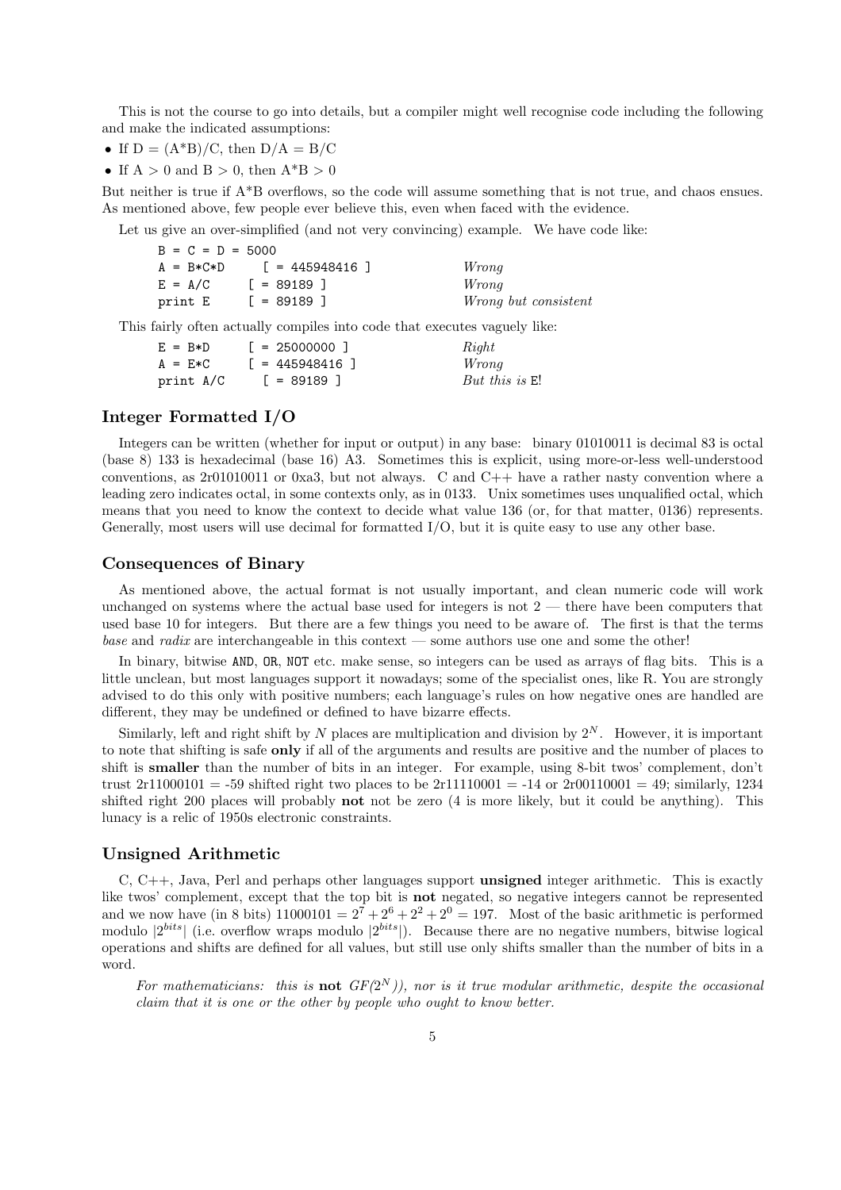This is not the course to go into details, but a compiler might well recognise code including the following and make the indicated assumptions:

- If D = (A*B)/C, then D/A = B/C
- If A > 0 and B > 0, then A*B > 0

But neither is true if A*B overflows, so the code will assume something that is not true, and chaos ensues. As mentioned above, few people ever believe this, even when faced with the evidence.

Let us give an over-simplified (and not very convincing) example. We have code like:

```
B = C = D = 5000
A = B*C*D     [ = 445948416 ]         Wrong
E = A/C       [ = 89189 ]             Wrong
print E       [ = 89189 ]             Wrong but consistent
```

This fairly often actually compiles into code that executes vaguely like:

```
E = B*D       [ = 25000000 ]          Right
A = E*C       [ = 445948416 ]         Wrong
print A/C     [ = 89189 ]             But this is E!
```

## Integer Formatted I/O

Integers can be written (whether for input or output) in any base: binary 01010011 is decimal 83 is octal (base 8) 133 is hexadecimal (base 16) A3. Sometimes this is explicit, using more-or-less well-understood conventions, as 2r01010011 or 0xa3, but not always. C and C++ have a rather nasty convention where a leading zero indicates octal, in some contexts only, as in 0133. Unix sometimes uses unqualified octal, which means that you need to know the context to decide what value 136 (or, for that matter, 0136) represents. Generally, most users will use decimal for formatted I/O, but it is quite easy to use any other base.

## Consequences of Binary

As mentioned above, the actual format is not usually important, and clean numeric code will work unchanged on systems where the actual base used for integers is not 2 — there have been computers that used base 10 for integers. But there are a few things you need to be aware of. The first is that the terms *base* and *radix* are interchangeable in this context — some authors use one and some the other!

In binary, bitwise AND, OR, NOT etc. make sense, so integers can be used as arrays of flag bits. This is a little unclean, but most languages support it nowadays; some of the specialist ones, like R. You are strongly advised to do this only with positive numbers; each language's rules on how negative ones are handled are different, they may be undefined or defined to have bizarre effects.

Similarly, left and right shift by $N$ places are multiplication and division by $2^N$. However, it is important to note that shifting is safe **only** if all of the arguments and results are positive and the number of places to shift is **smaller** than the number of bits in an integer. For example, using 8-bit twos' complement, don't trust 2r11000101 = -59 shifted right two places to be 2r11110001 = -14 or 2r00110001 = 49; similarly, 1234 shifted right 200 places will probably **not** not be zero (4 is more likely, but it could be anything). This lunacy is a relic of 1950s electronic constraints.

## Unsigned Arithmetic

C, C++, Java, Perl and perhaps other languages support **unsigned** integer arithmetic. This is exactly like twos' complement, except that the top bit is **not** negated, so negative integers cannot be represented and we now have (in 8 bits) $11000101 = 2^7 + 2^6 + 2^2 + 2^0 = 197$. Most of the basic arithmetic is performed modulo $|2^{bits}|$ (i.e. overflow wraps modulo $|2^{bits}|$). Because there are no negative numbers, bitwise logical operations and shifts are defined for all values, but still use only shifts smaller than the number of bits in a word.

*For mathematicians: this is* **not** *$GF(2^N)$), nor is it true modular arithmetic, despite the occasional claim that it is one or the other by people who ought to know better.*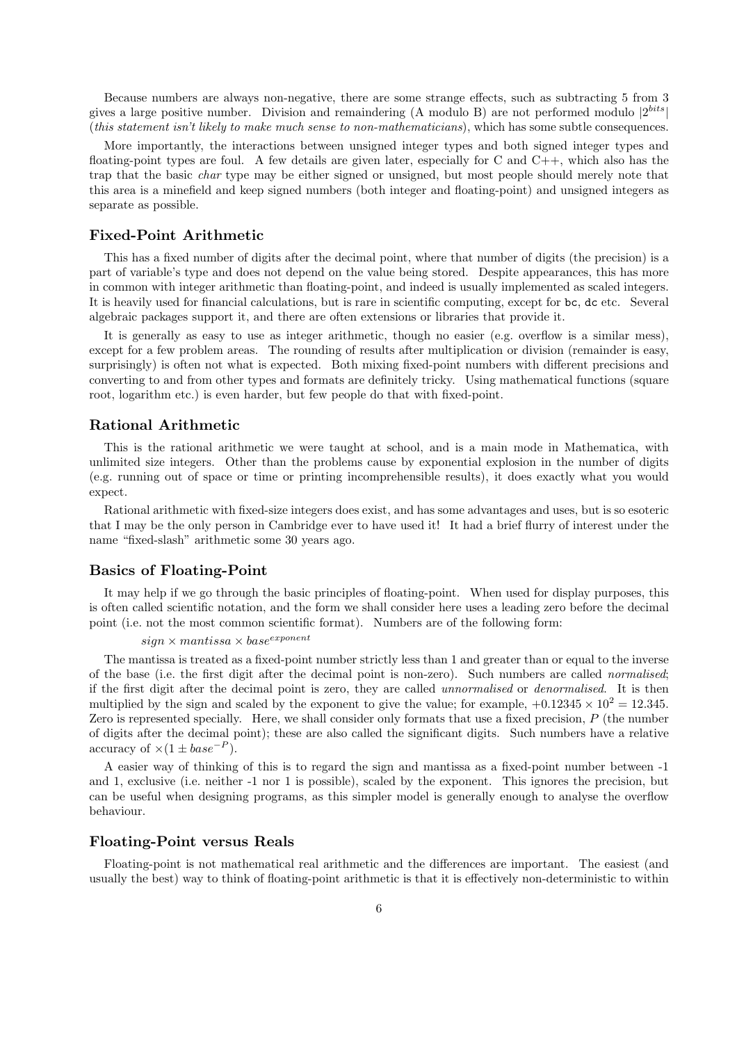Because numbers are always non-negative, there are some strange effects, such as subtracting 5 from 3 gives a large positive number. Division and remaindering (A modulo B) are not performed modulo $|2^{bits}|$ (*this statement isn't likely to make much sense to non-mathematicians*), which has some subtle consequences.

More importantly, the interactions between unsigned integer types and both signed integer types and floating-point types are foul. A few details are given later, especially for C and C++, which also has the trap that the basic *char* type may be either signed or unsigned, but most people should merely note that this area is a minefield and keep signed numbers (both integer and floating-point) and unsigned integers as separate as possible.

## Fixed-Point Arithmetic

This has a fixed number of digits after the decimal point, where that number of digits (the precision) is a part of variable's type and does not depend on the value being stored. Despite appearances, this has more in common with integer arithmetic than floating-point, and indeed is usually implemented as scaled integers. It is heavily used for financial calculations, but is rare in scientific computing, except for `bc`, `dc` etc. Several algebraic packages support it, and there are often extensions or libraries that provide it.

It is generally as easy to use as integer arithmetic, though no easier (e.g. overflow is a similar mess), except for a few problem areas. The rounding of results after multiplication or division (remainder is easy, surprisingly) is often not what is expected. Both mixing fixed-point numbers with different precisions and converting to and from other types and formats are definitely tricky. Using mathematical functions (square root, logarithm etc.) is even harder, but few people do that with fixed-point.

## Rational Arithmetic

This is the rational arithmetic we were taught at school, and is a main mode in Mathematica, with unlimited size integers. Other than the problems cause by exponential explosion in the number of digits (e.g. running out of space or time or printing incomprehensible results), it does exactly what you would expect.

Rational arithmetic with fixed-size integers does exist, and has some advantages and uses, but is so esoteric that I may be the only person in Cambridge ever to have used it! It had a brief flurry of interest under the name "fixed-slash" arithmetic some 30 years ago.

## Basics of Floating-Point

It may help if we go through the basic principles of floating-point. When used for display purposes, this is often called scientific notation, and the form we shall consider here uses a leading zero before the decimal point (i.e. not the most common scientific format). Numbers are of the following form:

$$sign \times mantissa \times base^{exponent}$$

The mantissa is treated as a fixed-point number strictly less than 1 and greater than or equal to the inverse of the base (i.e. the first digit after the decimal point is non-zero). Such numbers are called *normalised*; if the first digit after the decimal point is zero, they are called *unnormalised* or *denormalised*. It is then multiplied by the sign and scaled by the exponent to give the value; for example, $+0.12345 \times 10^2 = 12.345$. Zero is represented specially. Here, we shall consider only formats that use a fixed precision, $P$ (the number of digits after the decimal point); these are also called the significant digits. Such numbers have a relative accuracy of $\times(1 \pm base^{-P})$.

A easier way of thinking of this is to regard the sign and mantissa as a fixed-point number between -1 and 1, exclusive (i.e. neither -1 nor 1 is possible), scaled by the exponent. This ignores the precision, but can be useful when designing programs, as this simpler model is generally enough to analyse the overflow behaviour.

## Floating-Point versus Reals

Floating-point is not mathematical real arithmetic and the differences are important. The easiest (and usually the best) way to think of floating-point arithmetic is that it is effectively non-deterministic to within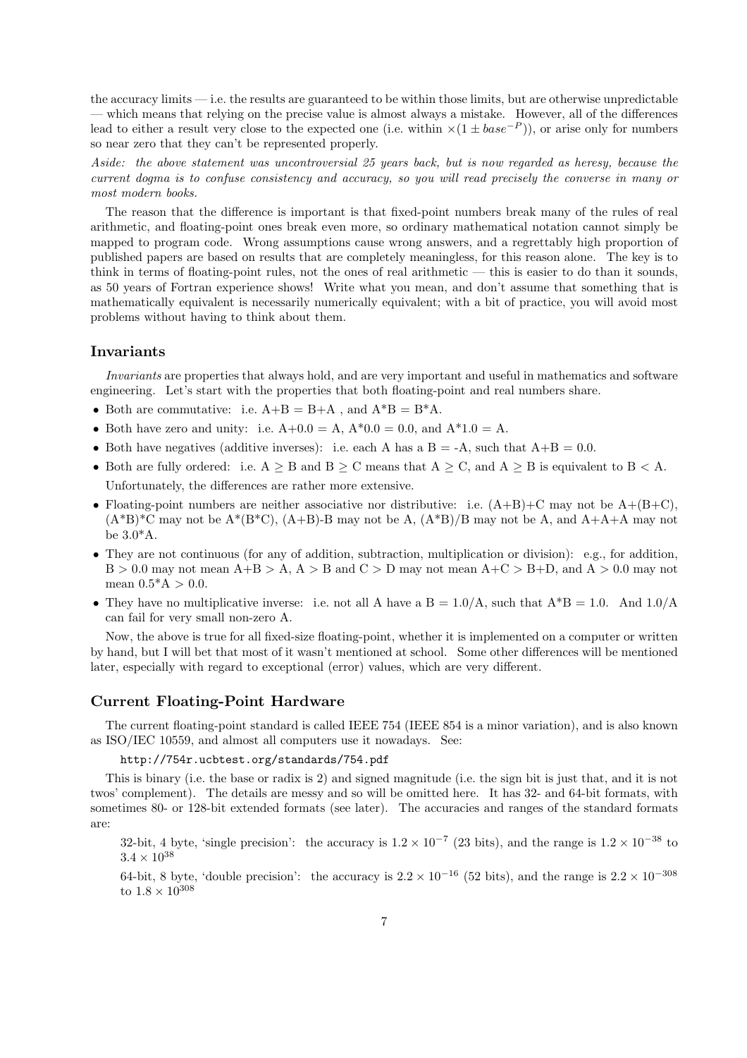the accuracy limits — i.e. the results are guaranteed to be within those limits, but are otherwise unpredictable — which means that relying on the precise value is almost always a mistake. However, all of the differences lead to either a result very close to the expected one (i.e. within $\times(1 \pm base^{-P})$), or arise only for numbers so near zero that they can't be represented properly.

*Aside: the above statement was uncontroversial 25 years back, but is now regarded as heresy, because the current dogma is to confuse consistency and accuracy, so you will read precisely the converse in many or most modern books.*

The reason that the difference is important is that fixed-point numbers break many of the rules of real arithmetic, and floating-point ones break even more, so ordinary mathematical notation cannot simply be mapped to program code. Wrong assumptions cause wrong answers, and a regrettably high proportion of published papers are based on results that are completely meaningless, for this reason alone. The key is to think in terms of floating-point rules, not the ones of real arithmetic — this is easier to do than it sounds, as 50 years of Fortran experience shows! Write what you mean, and don't assume that something that is mathematically equivalent is necessarily numerically equivalent; with a bit of practice, you will avoid most problems without having to think about them.

### Invariants

*Invariants* are properties that always hold, and are very important and useful in mathematics and software engineering. Let's start with the properties that both floating-point and real numbers share.

- Both are commutative: i.e. A+B = B+A , and A*B = B*A.
- Both have zero and unity: i.e. A+0.0 = A, A*0.0 = 0.0, and A*1.0 = A.
- Both have negatives (additive inverses): i.e. each A has a B = -A, such that A+B = 0.0.
- Both are fully ordered: i.e. A ≥ B and B ≥ C means that A ≥ C, and A ≥ B is equivalent to B < A.

Unfortunately, the differences are rather more extensive.

- Floating-point numbers are neither associative nor distributive: i.e. (A+B)+C may not be A+(B+C), (A*B)*C may not be A*(B*C), (A+B)-B may not be A, (A*B)/B may not be A, and A+A+A may not be 3.0*A.
- They are not continuous (for any of addition, subtraction, multiplication or division): e.g., for addition, B > 0.0 may not mean A+B > A, A > B and C > D may not mean A+C > B+D, and A > 0.0 may not mean 0.5*A > 0.0.
- They have no multiplicative inverse: i.e. not all A have a B = 1.0/A, such that A*B = 1.0. And 1.0/A can fail for very small non-zero A.

Now, the above is true for all fixed-size floating-point, whether it is implemented on a computer or written by hand, but I will bet that most of it wasn't mentioned at school. Some other differences will be mentioned later, especially with regard to exceptional (error) values, which are very different.

### Current Floating-Point Hardware

The current floating-point standard is called IEEE 754 (IEEE 854 is a minor variation), and is also known as ISO/IEC 10559, and almost all computers use it nowadays. See:

`http://754r.ucbtest.org/standards/754.pdf`

This is binary (i.e. the base or radix is 2) and signed magnitude (i.e. the sign bit is just that, and it is not twos' complement). The details are messy and so will be omitted here. It has 32- and 64-bit formats, with sometimes 80- or 128-bit extended formats (see later). The accuracies and ranges of the standard formats are:

32-bit, 4 byte, 'single precision': the accuracy is $1.2 \times 10^{-7}$ (23 bits), and the range is $1.2 \times 10^{-38}$ to $3.4 \times 10^{38}$

64-bit, 8 byte, 'double precision': the accuracy is $2.2 \times 10^{-16}$ (52 bits), and the range is $2.2 \times 10^{-308}$ to $1.8 \times 10^{308}$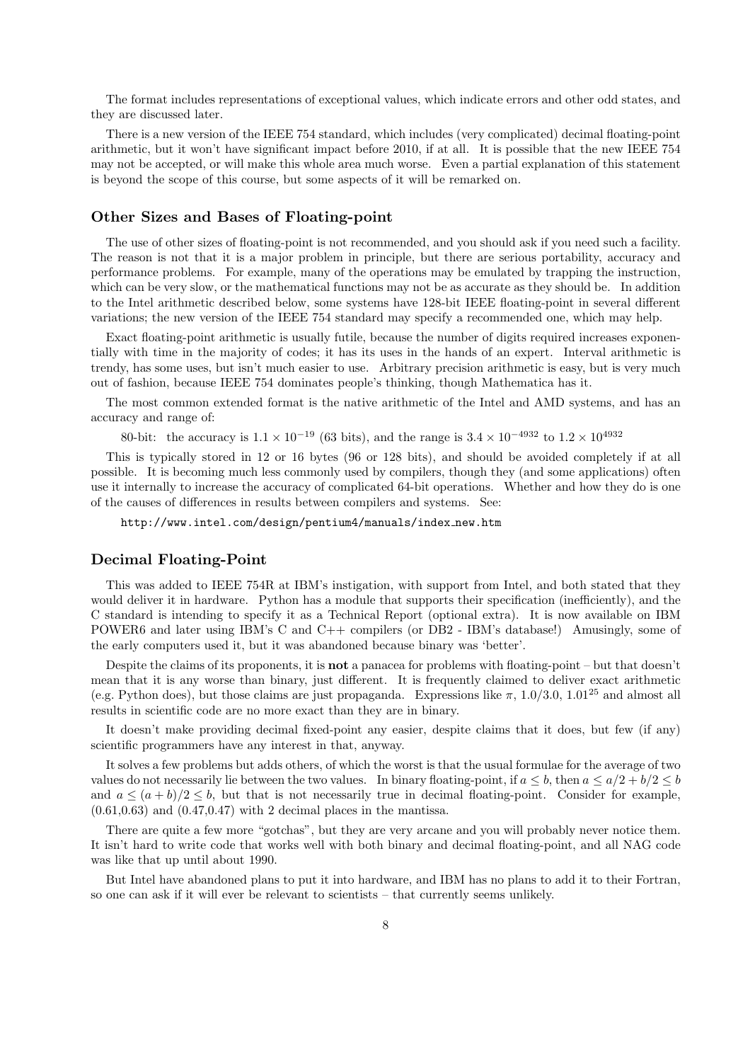The format includes representations of exceptional values, which indicate errors and other odd states, and they are discussed later.

There is a new version of the IEEE 754 standard, which includes (very complicated) decimal floating-point arithmetic, but it won't have significant impact before 2010, if at all. It is possible that the new IEEE 754 may not be accepted, or will make this whole area much worse. Even a partial explanation of this statement is beyond the scope of this course, but some aspects of it will be remarked on.

### Other Sizes and Bases of Floating-point

The use of other sizes of floating-point is not recommended, and you should ask if you need such a facility. The reason is not that it is a major problem in principle, but there are serious portability, accuracy and performance problems. For example, many of the operations may be emulated by trapping the instruction, which can be very slow, or the mathematical functions may not be as accurate as they should be. In addition to the Intel arithmetic described below, some systems have 128-bit IEEE floating-point in several different variations; the new version of the IEEE 754 standard may specify a recommended one, which may help.

Exact floating-point arithmetic is usually futile, because the number of digits required increases exponentially with time in the majority of codes; it has its uses in the hands of an expert. Interval arithmetic is trendy, has some uses, but isn't much easier to use. Arbitrary precision arithmetic is easy, but is very much out of fashion, because IEEE 754 dominates people's thinking, though Mathematica has it.

The most common extended format is the native arithmetic of the Intel and AMD systems, and has an accuracy and range of:

80-bit: the accuracy is $1.1 \times 10^{-19}$ (63 bits), and the range is $3.4 \times 10^{-4932}$ to $1.2 \times 10^{4932}$

This is typically stored in 12 or 16 bytes (96 or 128 bits), and should be avoided completely if at all possible. It is becoming much less commonly used by compilers, though they (and some applications) often use it internally to increase the accuracy of complicated 64-bit operations. Whether and how they do is one of the causes of differences in results between compilers and systems. See:

```
http://www.intel.com/design/pentium4/manuals/index_new.htm
```

### Decimal Floating-Point

This was added to IEEE 754R at IBM's instigation, with support from Intel, and both stated that they would deliver it in hardware. Python has a module that supports their specification (inefficiently), and the C standard is intending to specify it as a Technical Report (optional extra). It is now available on IBM POWER6 and later using IBM's C and C++ compilers (or DB2 - IBM's database!) Amusingly, some of the early computers used it, but it was abandoned because binary was 'better'.

Despite the claims of its proponents, it is **not** a panacea for problems with floating-point – but that doesn't mean that it is any worse than binary, just different. It is frequently claimed to deliver exact arithmetic (e.g. Python does), but those claims are just propaganda. Expressions like $\pi$, 1.0/3.0, $1.01^{25}$ and almost all results in scientific code are no more exact than they are in binary.

It doesn't make providing decimal fixed-point any easier, despite claims that it does, but few (if any) scientific programmers have any interest in that, anyway.

It solves a few problems but adds others, of which the worst is that the usual formulae for the average of two values do not necessarily lie between the two values. In binary floating-point, if $a \leq b$, then $a \leq a/2 + b/2 \leq b$ and $a \leq (a + b)/2 \leq b$, but that is not necessarily true in decimal floating-point. Consider for example, (0.61,0.63) and (0.47,0.47) with 2 decimal places in the mantissa.

There are quite a few more "gotchas", but they are very arcane and you will probably never notice them. It isn't hard to write code that works well with both binary and decimal floating-point, and all NAG code was like that up until about 1990.

But Intel have abandoned plans to put it into hardware, and IBM has no plans to add it to their Fortran, so one can ask if it will ever be relevant to scientists – that currently seems unlikely.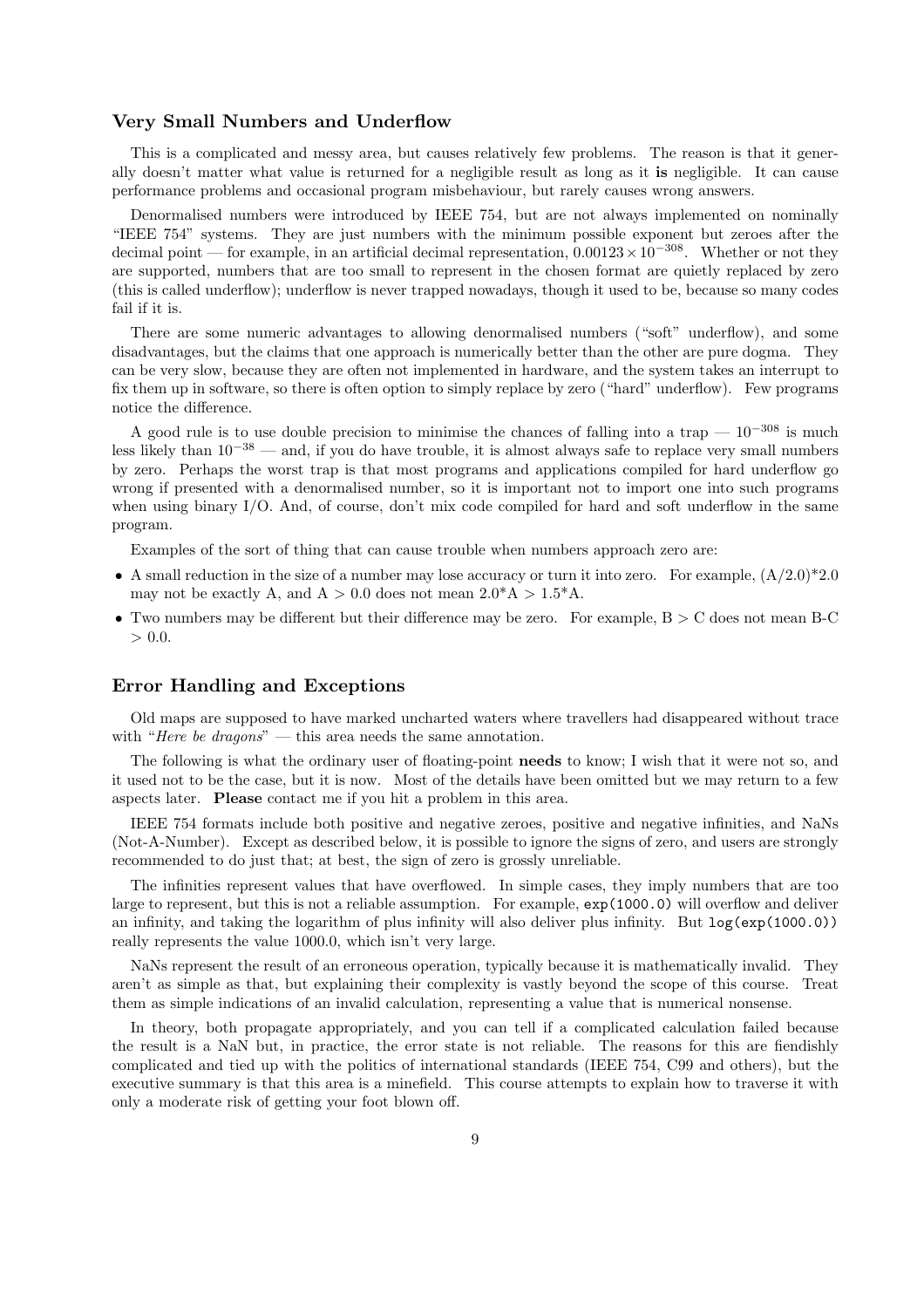### Very Small Numbers and Underflow

This is a complicated and messy area, but causes relatively few problems. The reason is that it generally doesn't matter what value is returned for a negligible result as long as it **is** negligible. It can cause performance problems and occasional program misbehaviour, but rarely causes wrong answers.

Denormalised numbers were introduced by IEEE 754, but are not always implemented on nominally "IEEE 754" systems. They are just numbers with the minimum possible exponent but zeroes after the decimal point — for example, in an artificial decimal representation, $0.00123 \times 10^{-308}$. Whether or not they are supported, numbers that are too small to represent in the chosen format are quietly replaced by zero (this is called underflow); underflow is never trapped nowadays, though it used to be, because so many codes fail if it is.

There are some numeric advantages to allowing denormalised numbers ("soft" underflow), and some disadvantages, but the claims that one approach is numerically better than the other are pure dogma. They can be very slow, because they are often not implemented in hardware, and the system takes an interrupt to fix them up in software, so there is often option to simply replace by zero ("hard" underflow). Few programs notice the difference.

A good rule is to use double precision to minimise the chances of falling into a trap — $10^{-308}$ is much less likely than $10^{-38}$ — and, if you do have trouble, it is almost always safe to replace very small numbers by zero. Perhaps the worst trap is that most programs and applications compiled for hard underflow go wrong if presented with a denormalised number, so it is important not to import one into such programs when using binary I/O. And, of course, don't mix code compiled for hard and soft underflow in the same program.

Examples of the sort of thing that can cause trouble when numbers approach zero are:

- A small reduction in the size of a number may lose accuracy or turn it into zero. For example, (A/2.0)*2.0 may not be exactly A, and A > 0.0 does not mean 2.0*A > 1.5*A.
- Two numbers may be different but their difference may be zero. For example, B > C does not mean B-C > 0.0.

### Error Handling and Exceptions

Old maps are supposed to have marked uncharted waters where travellers had disappeared without trace with "*Here be dragons*" — this area needs the same annotation.

The following is what the ordinary user of floating-point **needs** to know; I wish that it were not so, and it used not to be the case, but it is now. Most of the details have been omitted but we may return to a few aspects later. **Please** contact me if you hit a problem in this area.

IEEE 754 formats include both positive and negative zeroes, positive and negative infinities, and NaNs (Not-A-Number). Except as described below, it is possible to ignore the signs of zero, and users are strongly recommended to do just that; at best, the sign of zero is grossly unreliable.

The infinities represent values that have overflowed. In simple cases, they imply numbers that are too large to represent, but this is not a reliable assumption. For example, `exp(1000.0)` will overflow and deliver an infinity, and taking the logarithm of plus infinity will also deliver plus infinity. But `log(exp(1000.0))` really represents the value 1000.0, which isn't very large.

NaNs represent the result of an erroneous operation, typically because it is mathematically invalid. They aren't as simple as that, but explaining their complexity is vastly beyond the scope of this course. Treat them as simple indications of an invalid calculation, representing a value that is numerical nonsense.

In theory, both propagate appropriately, and you can tell if a complicated calculation failed because the result is a NaN but, in practice, the error state is not reliable. The reasons for this are fiendishly complicated and tied up with the politics of international standards (IEEE 754, C99 and others), but the executive summary is that this area is a minefield. This course attempts to explain how to traverse it with only a moderate risk of getting your foot blown off.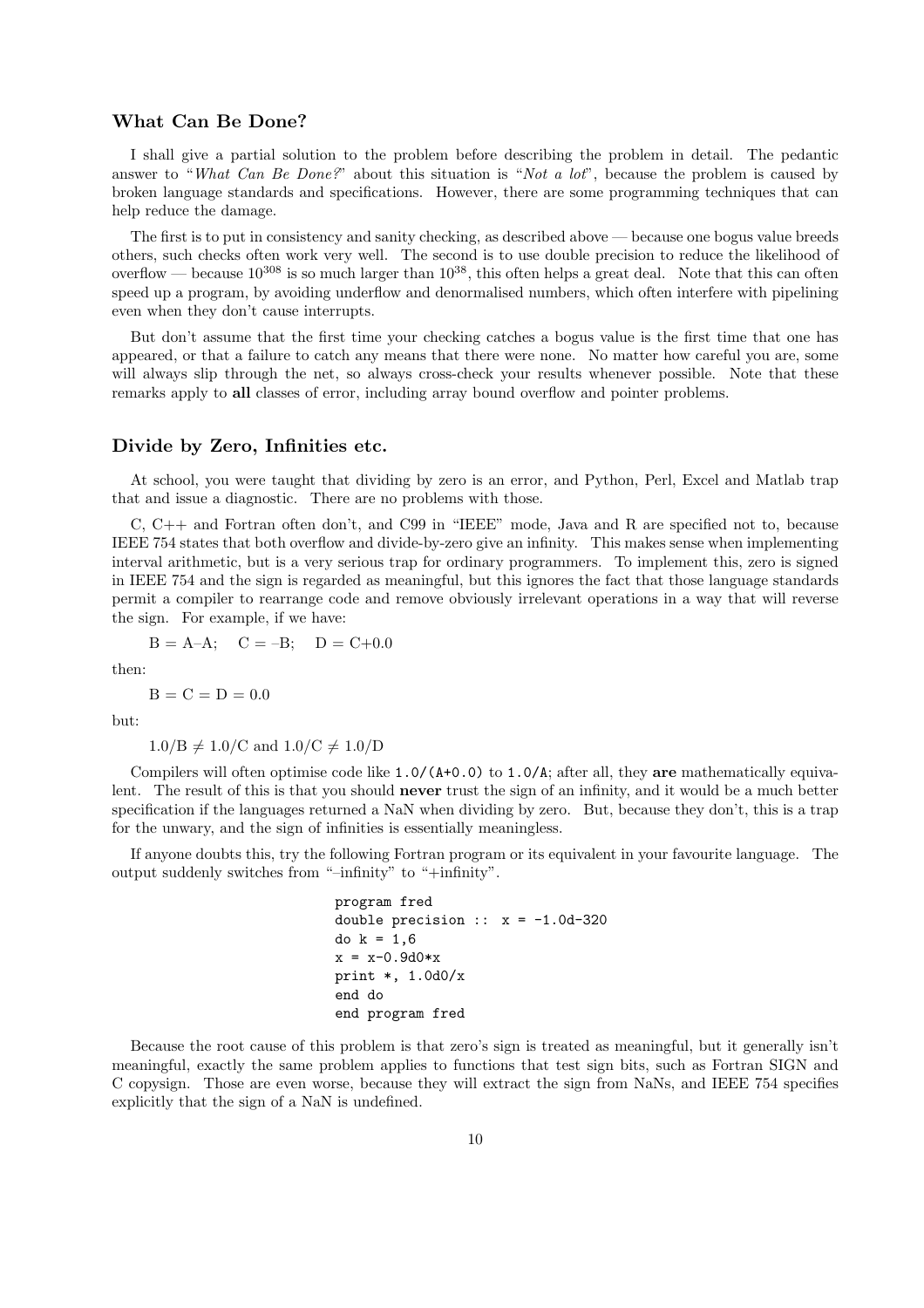### What Can Be Done?

I shall give a partial solution to the problem before describing the problem in detail. The pedantic answer to "*What Can Be Done?*" about this situation is "*Not a lot*", because the problem is caused by broken language standards and specifications. However, there are some programming techniques that can help reduce the damage.

The first is to put in consistency and sanity checking, as described above — because one bogus value breeds others, such checks often work very well. The second is to use double precision to reduce the likelihood of overflow — because $10^{308}$ is so much larger than $10^{38}$, this often helps a great deal. Note that this can often speed up a program, by avoiding underflow and denormalised numbers, which often interfere with pipelining even when they don't cause interrupts.

But don't assume that the first time your checking catches a bogus value is the first time that one has appeared, or that a failure to catch any means that there were none. No matter how careful you are, some will always slip through the net, so always cross-check your results whenever possible. Note that these remarks apply to **all** classes of error, including array bound overflow and pointer problems.

### Divide by Zero, Infinities etc.

At school, you were taught that dividing by zero is an error, and Python, Perl, Excel and Matlab trap that and issue a diagnostic. There are no problems with those.

C, C++ and Fortran often don't, and C99 in "IEEE" mode, Java and R are specified not to, because IEEE 754 states that both overflow and divide-by-zero give an infinity. This makes sense when implementing interval arithmetic, but is a very serious trap for ordinary programmers. To implement this, zero is signed in IEEE 754 and the sign is regarded as meaningful, but this ignores the fact that those language standards permit a compiler to rearrange code and remove obviously irrelevant operations in a way that will reverse the sign. For example, if we have:

$B = A - A; \quad C = -B; \quad D = C + 0.0$

then:

$B = C = D = 0.0$

but:

$1.0/B \neq 1.0/C$ and $1.0/C \neq 1.0/D$

Compilers will often optimise code like `1.0/(A+0.0)` to `1.0/A`; after all, they **are** mathematically equivalent. The result of this is that you should **never** trust the sign of an infinity, and it would be a much better specification if the languages returned a NaN when dividing by zero. But, because they don't, this is a trap for the unwary, and the sign of infinities is essentially meaningless.

If anyone doubts this, try the following Fortran program or its equivalent in your favourite language. The output suddenly switches from "–infinity" to "+infinity".

```
program fred
double precision ::  x = -1.0d-320
do k = 1,6
x = x-0.9d0*x
print *, 1.0d0/x
end do
end program fred
```

Because the root cause of this problem is that zero's sign is treated as meaningful, but it generally isn't meaningful, exactly the same problem applies to functions that test sign bits, such as Fortran SIGN and C copysign. Those are even worse, because they will extract the sign from NaNs, and IEEE 754 specifies explicitly that the sign of a NaN is undefined.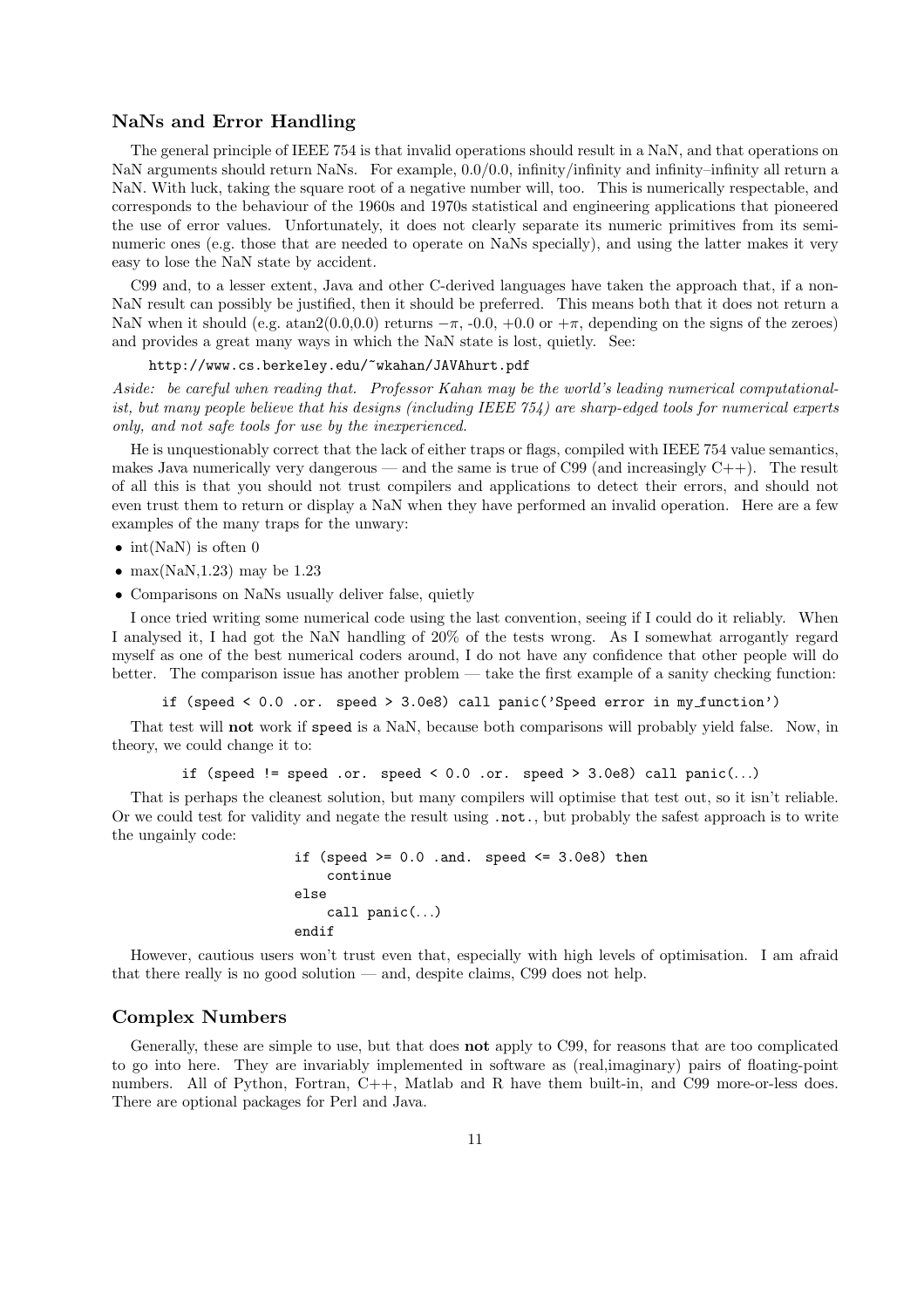### NaNs and Error Handling

The general principle of IEEE 754 is that invalid operations should result in a NaN, and that operations on NaN arguments should return NaNs. For example, 0.0/0.0, infinity/infinity and infinity–infinity all return a NaN. With luck, taking the square root of a negative number will, too. This is numerically respectable, and corresponds to the behaviour of the 1960s and 1970s statistical and engineering applications that pioneered the use of error values. Unfortunately, it does not clearly separate its numeric primitives from its seminumeric ones (e.g. those that are needed to operate on NaNs specially), and using the latter makes it very easy to lose the NaN state by accident.

C99 and, to a lesser extent, Java and other C-derived languages have taken the approach that, if a non-NaN result can possibly be justified, then it should be preferred. This means both that it does not return a NaN when it should (e.g. atan2(0.0,0.0) returns $-\pi$, -0.0, +0.0 or $+\pi$, depending on the signs of the zeroes) and provides a great many ways in which the NaN state is lost, quietly. See:

`http://www.cs.berkeley.edu/~wkahan/JAVAhurt.pdf`

*Aside: be careful when reading that. Professor Kahan may be the world's leading numerical computationalist, but many people believe that his designs (including IEEE 754) are sharp-edged tools for numerical experts only, and not safe tools for use by the inexperienced.*

He is unquestionably correct that the lack of either traps or flags, compiled with IEEE 754 value semantics, makes Java numerically very dangerous — and the same is true of C99 (and increasingly C++). The result of all this is that you should not trust compilers and applications to detect their errors, and should not even trust them to return or display a NaN when they have performed an invalid operation. Here are a few examples of the many traps for the unwary:

- int(NaN) is often 0
- max(NaN,1.23) may be 1.23
- Comparisons on NaNs usually deliver false, quietly

I once tried writing some numerical code using the last convention, seeing if I could do it reliably. When I analysed it, I had got the NaN handling of 20% of the tests wrong. As I somewhat arrogantly regard myself as one of the best numerical coders around, I do not have any confidence that other people will do better. The comparison issue has another problem — take the first example of a sanity checking function:

```
if (speed < 0.0 .or. speed > 3.0e8) call panic('Speed error in my_function')
```

That test will **not** work if `speed` is a NaN, because both comparisons will probably yield false. Now, in theory, we could change it to:

```
if (speed != speed .or. speed < 0.0 .or. speed > 3.0e8) call panic(...)
```

That is perhaps the cleanest solution, but many compilers will optimise that test out, so it isn't reliable. Or we could test for validity and negate the result using `.not.`, but probably the safest approach is to write the ungainly code:

```
if (speed >= 0.0 .and. speed <= 3.0e8) then
    continue
else
    call panic(...)
endif
```

However, cautious users won't trust even that, especially with high levels of optimisation. I am afraid that there really is no good solution — and, despite claims, C99 does not help.

### Complex Numbers

Generally, these are simple to use, but that does **not** apply to C99, for reasons that are too complicated to go into here. They are invariably implemented in software as (real,imaginary) pairs of floating-point numbers. All of Python, Fortran, C++, Matlab and R have them built-in, and C99 more-or-less does. There are optional packages for Perl and Java.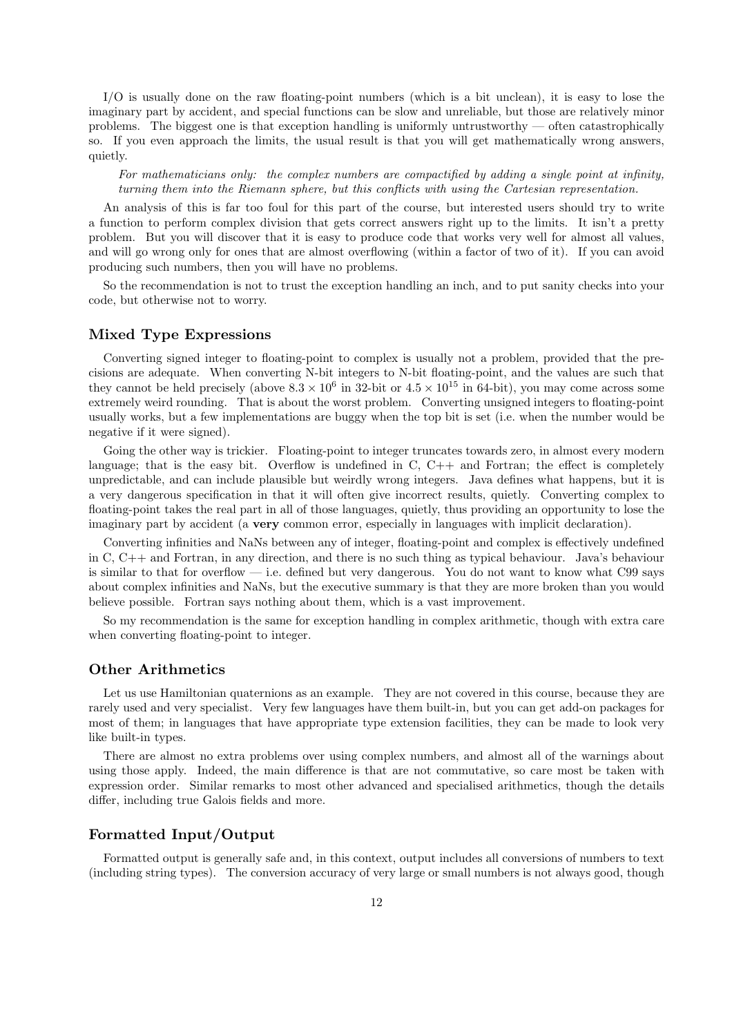I/O is usually done on the raw floating-point numbers (which is a bit unclean), it is easy to lose the imaginary part by accident, and special functions can be slow and unreliable, but those are relatively minor problems. The biggest one is that exception handling is uniformly untrustworthy — often catastrophically so. If you even approach the limits, the usual result is that you will get mathematically wrong answers, quietly.

*For mathematicians only: the complex numbers are compactified by adding a single point at infinity, turning them into the Riemann sphere, but this conflicts with using the Cartesian representation.*

An analysis of this is far too foul for this part of the course, but interested users should try to write a function to perform complex division that gets correct answers right up to the limits. It isn't a pretty problem. But you will discover that it is easy to produce code that works very well for almost all values, and will go wrong only for ones that are almost overflowing (within a factor of two of it). If you can avoid producing such numbers, then you will have no problems.

So the recommendation is not to trust the exception handling an inch, and to put sanity checks into your code, but otherwise not to worry.

### Mixed Type Expressions

Converting signed integer to floating-point to complex is usually not a problem, provided that the precisions are adequate. When converting N-bit integers to N-bit floating-point, and the values are such that they cannot be held precisely (above $8.3 \times 10^6$ in 32-bit or $4.5 \times 10^{15}$ in 64-bit), you may come across some extremely weird rounding. That is about the worst problem. Converting unsigned integers to floating-point usually works, but a few implementations are buggy when the top bit is set (i.e. when the number would be negative if it were signed).

Going the other way is trickier. Floating-point to integer truncates towards zero, in almost every modern language; that is the easy bit. Overflow is undefined in C, C++ and Fortran; the effect is completely unpredictable, and can include plausible but weirdly wrong integers. Java defines what happens, but it is a very dangerous specification in that it will often give incorrect results, quietly. Converting complex to floating-point takes the real part in all of those languages, quietly, thus providing an opportunity to lose the imaginary part by accident (a **very** common error, especially in languages with implicit declaration).

Converting infinities and NaNs between any of integer, floating-point and complex is effectively undefined in C, C++ and Fortran, in any direction, and there is no such thing as typical behaviour. Java's behaviour is similar to that for overflow — i.e. defined but very dangerous. You do not want to know what C99 says about complex infinities and NaNs, but the executive summary is that they are more broken than you would believe possible. Fortran says nothing about them, which is a vast improvement.

So my recommendation is the same for exception handling in complex arithmetic, though with extra care when converting floating-point to integer.

### Other Arithmetics

Let us use Hamiltonian quaternions as an example. They are not covered in this course, because they are rarely used and very specialist. Very few languages have them built-in, but you can get add-on packages for most of them; in languages that have appropriate type extension facilities, they can be made to look very like built-in types.

There are almost no extra problems over using complex numbers, and almost all of the warnings about using those apply. Indeed, the main difference is that are not commutative, so care most be taken with expression order. Similar remarks to most other advanced and specialised arithmetics, though the details differ, including true Galois fields and more.

### Formatted Input/Output

Formatted output is generally safe and, in this context, output includes all conversions of numbers to text (including string types). The conversion accuracy of very large or small numbers is not always good, though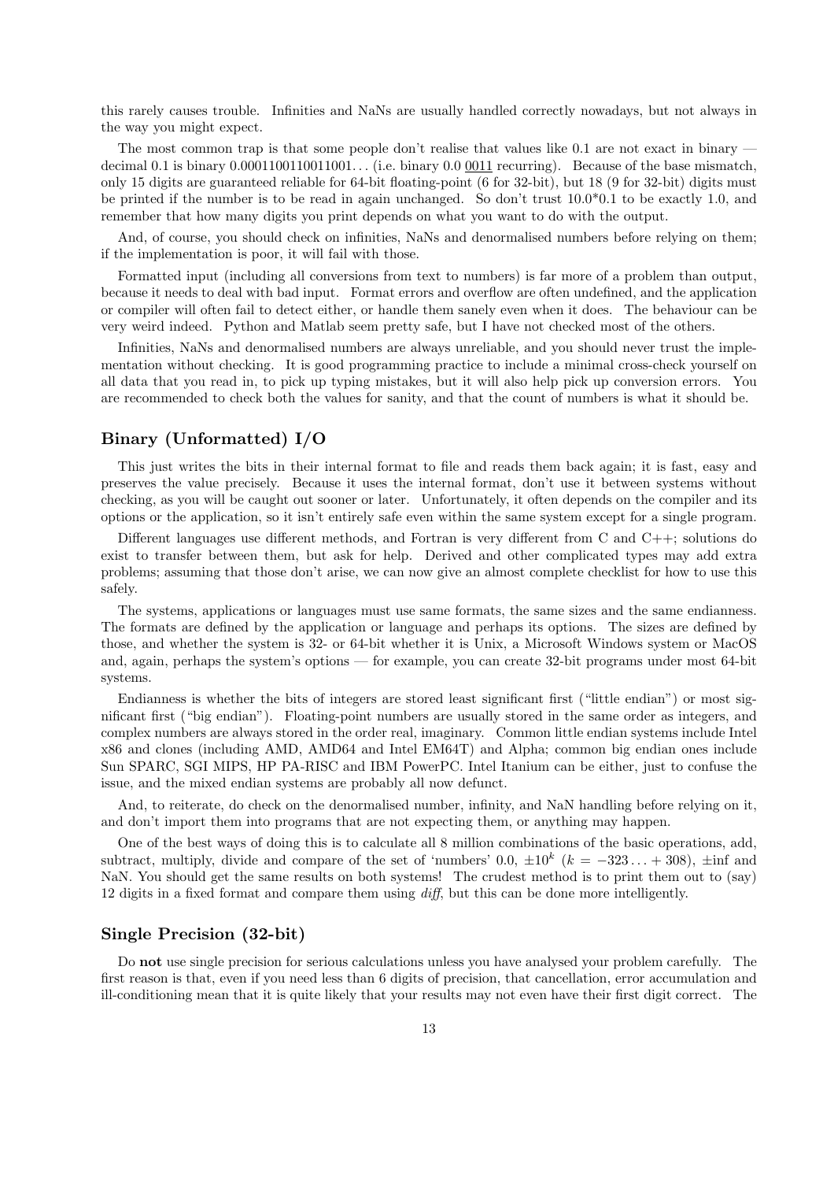this rarely causes trouble. Infinities and NaNs are usually handled correctly nowadays, but not always in the way you might expect.

The most common trap is that some people don't realise that values like 0.1 are not exact in binary — decimal 0.1 is binary 0.0001100110011001... (i.e. binary 0.0 <u>0011</u> recurring). Because of the base mismatch, only 15 digits are guaranteed reliable for 64-bit floating-point (6 for 32-bit), but 18 (9 for 32-bit) digits must be printed if the number is to be read in again unchanged. So don't trust 10.0*0.1 to be exactly 1.0, and remember that how many digits you print depends on what you want to do with the output.

And, of course, you should check on infinities, NaNs and denormalised numbers before relying on them; if the implementation is poor, it will fail with those.

Formatted input (including all conversions from text to numbers) is far more of a problem than output, because it needs to deal with bad input. Format errors and overflow are often undefined, and the application or compiler will often fail to detect either, or handle them sanely even when it does. The behaviour can be very weird indeed. Python and Matlab seem pretty safe, but I have not checked most of the others.

Infinities, NaNs and denormalised numbers are always unreliable, and you should never trust the implementation without checking. It is good programming practice to include a minimal cross-check yourself on all data that you read in, to pick up typing mistakes, but it will also help pick up conversion errors. You are recommended to check both the values for sanity, and that the count of numbers is what it should be.

## Binary (Unformatted) I/O

This just writes the bits in their internal format to file and reads them back again; it is fast, easy and preserves the value precisely. Because it uses the internal format, don't use it between systems without checking, as you will be caught out sooner or later. Unfortunately, it often depends on the compiler and its options or the application, so it isn't entirely safe even within the same system except for a single program.

Different languages use different methods, and Fortran is very different from C and C++; solutions do exist to transfer between them, but ask for help. Derived and other complicated types may add extra problems; assuming that those don't arise, we can now give an almost complete checklist for how to use this safely.

The systems, applications or languages must use same formats, the same sizes and the same endianness. The formats are defined by the application or language and perhaps its options. The sizes are defined by those, and whether the system is 32- or 64-bit whether it is Unix, a Microsoft Windows system or MacOS and, again, perhaps the system's options — for example, you can create 32-bit programs under most 64-bit systems.

Endianness is whether the bits of integers are stored least significant first ("little endian") or most significant first ("big endian"). Floating-point numbers are usually stored in the same order as integers, and complex numbers are always stored in the order real, imaginary. Common little endian systems include Intel x86 and clones (including AMD, AMD64 and Intel EM64T) and Alpha; common big endian ones include Sun SPARC, SGI MIPS, HP PA-RISC and IBM PowerPC. Intel Itanium can be either, just to confuse the issue, and the mixed endian systems are probably all now defunct.

And, to reiterate, do check on the denormalised number, infinity, and NaN handling before relying on it, and don't import them into programs that are not expecting them, or anything may happen.

One of the best ways of doing this is to calculate all 8 million combinations of the basic operations, add, subtract, multiply, divide and compare of the set of 'numbers' 0.0, $\pm 10^k$ ($k = -323 \ldots +308$), $\pm$inf and NaN. You should get the same results on both systems! The crudest method is to print them out to (say) 12 digits in a fixed format and compare them using *diff*, but this can be done more intelligently.

## Single Precision (32-bit)

Do **not** use single precision for serious calculations unless you have analysed your problem carefully. The first reason is that, even if you need less than 6 digits of precision, that cancellation, error accumulation and ill-conditioning mean that it is quite likely that your results may not even have their first digit correct. The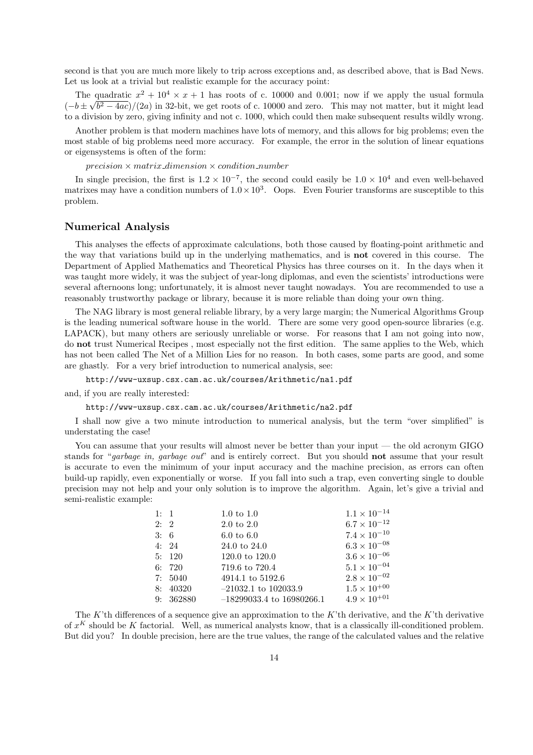second is that you are much more likely to trip across exceptions and, as described above, that is Bad News. Let us look at a trivial but realistic example for the accuracy point:

The quadratic $x^2 + 10^4 \times x + 1$ has roots of c. 10000 and 0.001; now if we apply the usual formula $(-b \pm \sqrt{b^2 - 4ac})/(2a)$ in 32-bit, we get roots of c. 10000 and zero. This may not matter, but it might lead to a division by zero, giving infinity and not c. 1000, which could then make subsequent results wildly wrong.

Another problem is that modern machines have lots of memory, and this allows for big problems; even the most stable of big problems need more accuracy. For example, the error in the solution of linear equations or eigensystems is often of the form:

$precision \times matrix\_dimension \times condition\_number$

In single precision, the first is $1.2 \times 10^{-7}$, the second could easily be $1.0 \times 10^4$ and even well-behaved matrixes may have a condition numbers of $1.0 \times 10^3$. Oops. Even Fourier transforms are susceptible to this problem.

## Numerical Analysis

This analyses the effects of approximate calculations, both those caused by floating-point arithmetic and the way that variations build up in the underlying mathematics, and is **not** covered in this course. The Department of Applied Mathematics and Theoretical Physics has three courses on it. In the days when it was taught more widely, it was the subject of year-long diplomas, and even the scientists' introductions were several afternoons long; unfortunately, it is almost never taught nowadays. You are recommended to use a reasonably trustworthy package or library, because it is more reliable than doing your own thing.

The NAG library is most general reliable library, by a very large margin; the Numerical Algorithms Group is the leading numerical software house in the world. There are some very good open-source libraries (e.g. LAPACK), but many others are seriously unreliable or worse. For reasons that I am not going into now, do **not** trust Numerical Recipes , most especially not the first edition. The same applies to the Web, which has not been called The Net of a Million Lies for no reason. In both cases, some parts are good, and some are ghastly. For a very brief introduction to numerical analysis, see:

`http://www-uxsup.csx.cam.ac.uk/courses/Arithmetic/na1.pdf`

and, if you are really interested:

`http://www-uxsup.csx.cam.ac.uk/courses/Arithmetic/na2.pdf`

I shall now give a two minute introduction to numerical analysis, but the term "over simplified" is understating the case!

You can assume that your results will almost never be better than your input — the old acronym GIGO stands for "*garbage in, garbage out*" and is entirely correct. But you should **not** assume that your result is accurate to even the minimum of your input accuracy and the machine precision, as errors can often build-up rapidly, even exponentially or worse. If you fall into such a trap, even converting single to double precision may not help and your only solution is to improve the algorithm. Again, let's give a trivial and semi-realistic example:

| | | | |
|---|---|---|---|
| 1: | 1 | 1.0 to 1.0 | $1.1 \times 10^{-14}$ |
| 2: | 2 | 2.0 to 2.0 | $6.7 \times 10^{-12}$ |
| 3: | 6 | 6.0 to 6.0 | $7.4 \times 10^{-10}$ |
| 4: | 24 | 24.0 to 24.0 | $6.3 \times 10^{-08}$ |
| 5: | 120 | 120.0 to 120.0 | $3.6 \times 10^{-06}$ |
| 6: | 720 | 719.6 to 720.4 | $5.1 \times 10^{-04}$ |
| 7: | 5040 | 4914.1 to 5192.6 | $2.8 \times 10^{-02}$ |
| 8: | 40320 | –21032.1 to 102033.9 | $1.5 \times 10^{+00}$ |
| 9: | 362880 | –18299033.4 to 16980266.1 | $4.9 \times 10^{+01}$ |

The $K$'th differences of a sequence give an approximation to the $K$'th derivative, and the $K$'th derivative of $x^K$ should be $K$ factorial. Well, as numerical analysts know, that is a classically ill-conditioned problem. But did you? In double precision, here are the true values, the range of the calculated values and the relative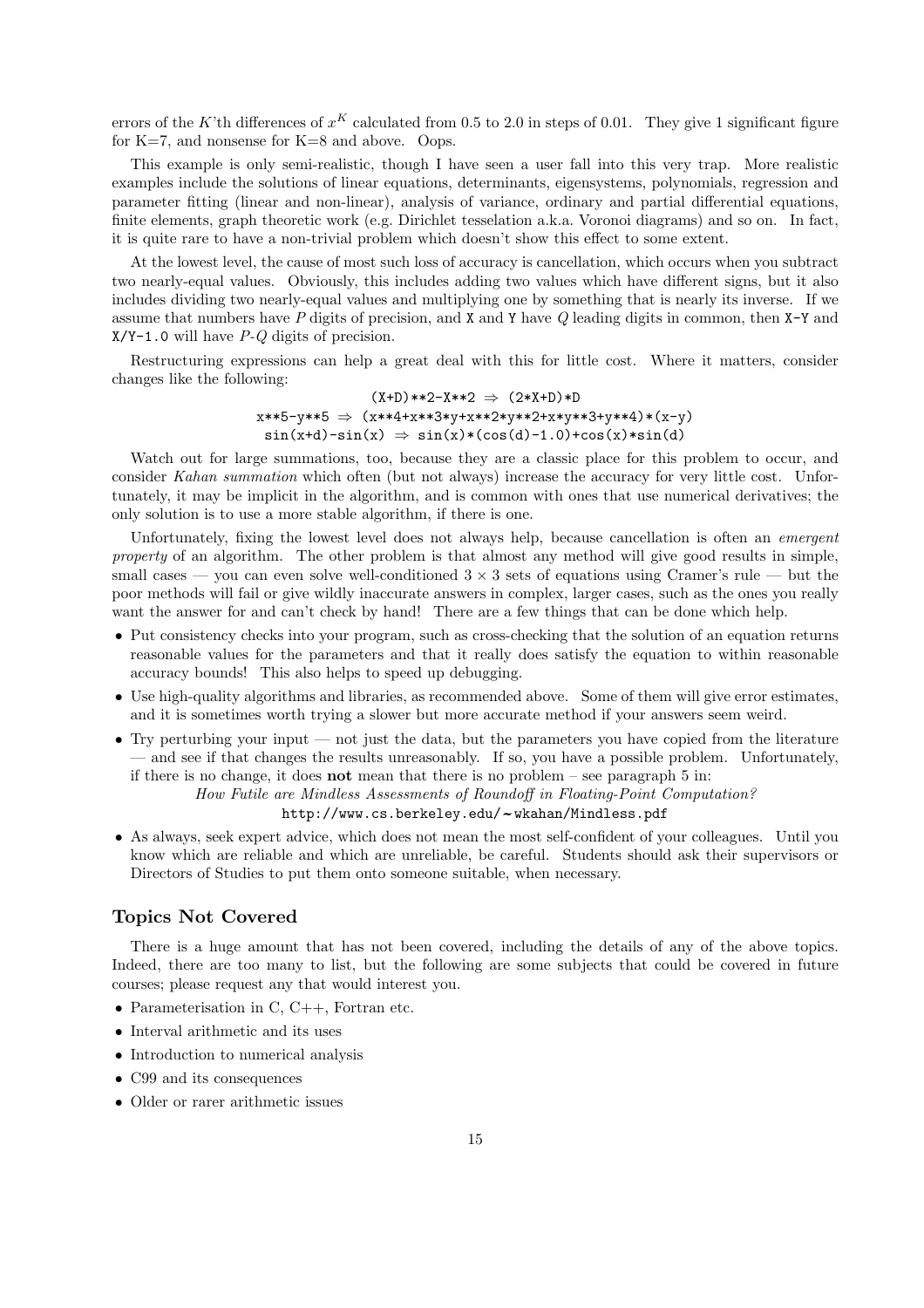errors of the $K$'th differences of $x^K$ calculated from 0.5 to 2.0 in steps of 0.01. They give 1 significant figure for K=7, and nonsense for K=8 and above. Oops.

This example is only semi-realistic, though I have seen a user fall into this very trap. More realistic examples include the solutions of linear equations, determinants, eigensystems, polynomials, regression and parameter fitting (linear and non-linear), analysis of variance, ordinary and partial differential equations, finite elements, graph theoretic work (e.g. Dirichlet tesselation a.k.a. Voronoi diagrams) and so on. In fact, it is quite rare to have a non-trivial problem which doesn't show this effect to some extent.

At the lowest level, the cause of most such loss of accuracy is cancellation, which occurs when you subtract two nearly-equal values. Obviously, this includes adding two values which have different signs, but it also includes dividing two nearly-equal values and multiplying one by something that is nearly its inverse. If we assume that numbers have $P$ digits of precision, and `X` and `Y` have $Q$ leading digits in common, then `X-Y` and `X/Y-1.0` will have $P$-$Q$ digits of precision.

Restructuring expressions can help a great deal with this for little cost. Where it matters, consider changes like the following:

```
(X+D)**2-X**2 ⇒ (2*X+D)*D
x**5-y**5 ⇒ (x**4+x**3*y+x**2*y**2+x*y**3+y**4)*(x-y)
sin(x+d)-sin(x) ⇒ sin(x)*(cos(d)-1.0)+cos(x)*sin(d)
```

Watch out for large summations, too, because they are a classic place for this problem to occur, and consider *Kahan summation* which often (but not always) increase the accuracy for very little cost. Unfortunately, it may be implicit in the algorithm, and is common with ones that use numerical derivatives; the only solution is to use a more stable algorithm, if there is one.

Unfortunately, fixing the lowest level does not always help, because cancellation is often an *emergent property* of an algorithm. The other problem is that almost any method will give good results in simple, small cases — you can even solve well-conditioned $3 \times 3$ sets of equations using Cramer's rule — but the poor methods will fail or give wildly inaccurate answers in complex, larger cases, such as the ones you really want the answer for and can't check by hand! There are a few things that can be done which help.

- Put consistency checks into your program, such as cross-checking that the solution of an equation returns reasonable values for the parameters and that it really does satisfy the equation to within reasonable accuracy bounds! This also helps to speed up debugging.
- Use high-quality algorithms and libraries, as recommended above. Some of them will give error estimates, and it is sometimes worth trying a slower but more accurate method if your answers seem weird.
- Try perturbing your input — not just the data, but the parameters you have copied from the literature — and see if that changes the results unreasonably. If so, you have a possible problem. Unfortunately, if there is no change, it does **not** mean that there is no problem – see paragraph 5 in:

  *How Futile are Mindless Assessments of Roundoff in Floating-Point Computation?*
  `http://www.cs.berkeley.edu/~wkahan/Mindless.pdf`
- As always, seek expert advice, which does not mean the most self-confident of your colleagues. Until you know which are reliable and which are unreliable, be careful. Students should ask their supervisors or Directors of Studies to put them onto someone suitable, when necessary.

## Topics Not Covered

There is a huge amount that has not been covered, including the details of any of the above topics. Indeed, there are too many to list, but the following are some subjects that could be covered in future courses; please request any that would interest you.

- Parameterisation in C, C++, Fortran etc.
- Interval arithmetic and its uses
- Introduction to numerical analysis
- C99 and its consequences
- Older or rarer arithmetic issues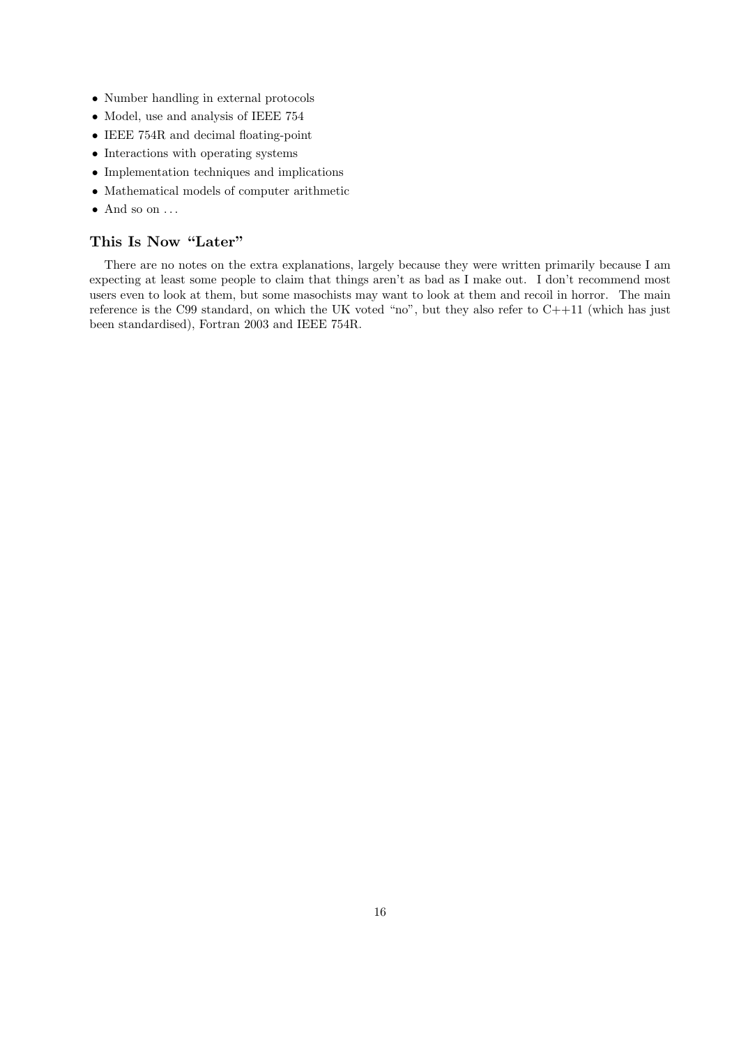- Number handling in external protocols
- Model, use and analysis of IEEE 754
- IEEE 754R and decimal floating-point
- Interactions with operating systems
- Implementation techniques and implications
- Mathematical models of computer arithmetic
- And so on ...

### This Is Now "Later"

There are no notes on the extra explanations, largely because they were written primarily because I am expecting at least some people to claim that things aren't as bad as I make out. I don't recommend most users even to look at them, but some masochists may want to look at them and recoil in horror. The main reference is the C99 standard, on which the UK voted "no", but they also refer to C++11 (which has just been standardised), Fortran 2003 and IEEE 754R.